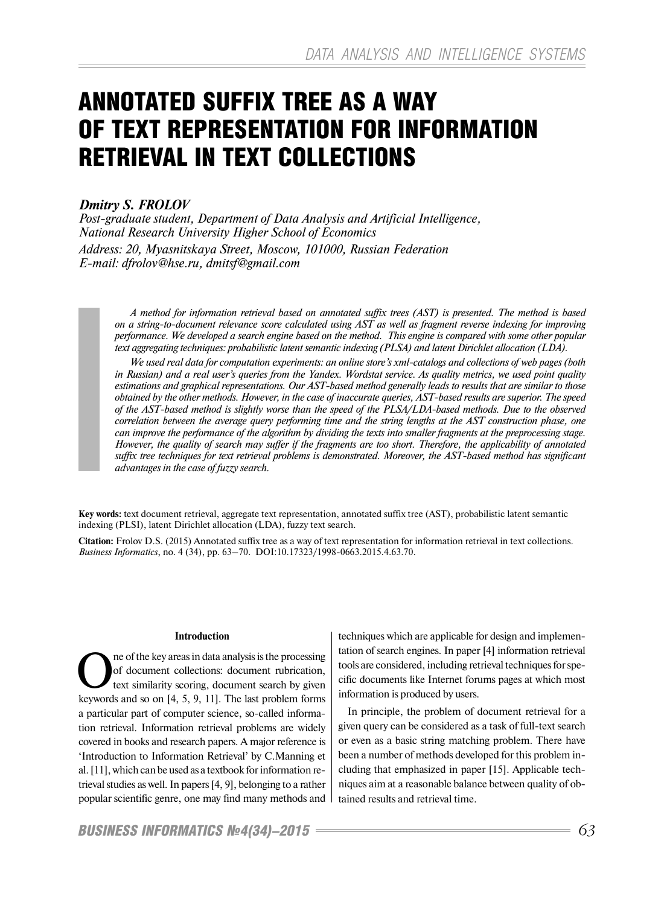# ANNOTATED SUFFIX TREE AS A WAY OF TEXT REPRESENTATION FOR INFORMATION RETRIEVAL IN TEXT COLLECTIONS

***Dmitry S. FROLOV***

*Post-graduate student, Department of Data Analysis and Artificial Intelligence, National Research University Higher School of Economics*

*Address: 20, Myasnitskaya Street, Moscow, 101000, Russian Federation*

*E-mail: dfrolov@hse.ru, dmitsf@gmail.com*

*A method for information retrieval based on annotated suffix trees (AST) is presented. The method is based on a string-to-document relevance score calculated using AST as well as fragment reverse indexing for improving performance. We developed a search engine based on the method. This engine is compared with some other popular text aggregating techniques: probabilistic latent semantic indexing (PLSA) and latent Dirichlet allocation (LDA).*

*We used real data for computation experiments: an online store's xml-catalogs and collections of web pages (both in Russian) and a real user's queries from the Yandex. Wordstat service. As quality metrics, we used point quality estimations and graphical representations. Our AST-based method generally leads to results that are similar to those obtained by the other methods. However, in the case of inaccurate queries, AST-based results are superior. The speed of the AST-based method is slightly worse than the speed of the PLSA/LDA-based methods. Due to the observed correlation between the average query performing time and the string lengths at the AST construction phase, one can improve the performance of the algorithm by dividing the texts into smaller fragments at the preprocessing stage. However, the quality of search may suffer if the fragments are too short. Therefore, the applicability of annotated suffix tree techniques for text retrieval problems is demonstrated. Moreover, the AST-based method has significant advantages in the case of fuzzy search.*

**Key words:** text document retrieval, aggregate text representation, annotated suffix tree (AST), probabilistic latent semantic indexing (PLSI), latent Dirichlet allocation (LDA), fuzzy text search.

**Citation:** Frolov D.S. (2015) Annotated suffix tree as a way of text representation for information retrieval in text collections. *Business Informatics*, no. 4 (34), pp. 63–70. DOI:10.17323/1998-0663.2015.4.63.70.

## Introduction

One of the key areas in data analysis is the processing of document collections: document rubrication, text similarity scoring, document search by given keywords and so on [4, 5, 9, 11]. The last problem forms a particular part of computer science, so-called information retrieval. Information retrieval problems are widely covered in books and research papers. A major reference is 'Introduction to Information Retrieval' by C.Manning et al. [11], which can be used as a textbook for information retrieval studies as well. In papers [4, 9], belonging to a rather popular scientific genre, one may find many methods and techniques which are applicable for design and implementation of search engines. In paper [4] information retrieval tools are considered, including retrieval techniques for specific documents like Internet forums pages at which most information is produced by users.

In principle, the problem of document retrieval for a given query can be considered as a task of full-text search or even as a basic string matching problem. There have been a number of methods developed for this problem including that emphasized in paper [15]. Applicable techniques aim at a reasonable balance between quality of obtained results and retrieval time.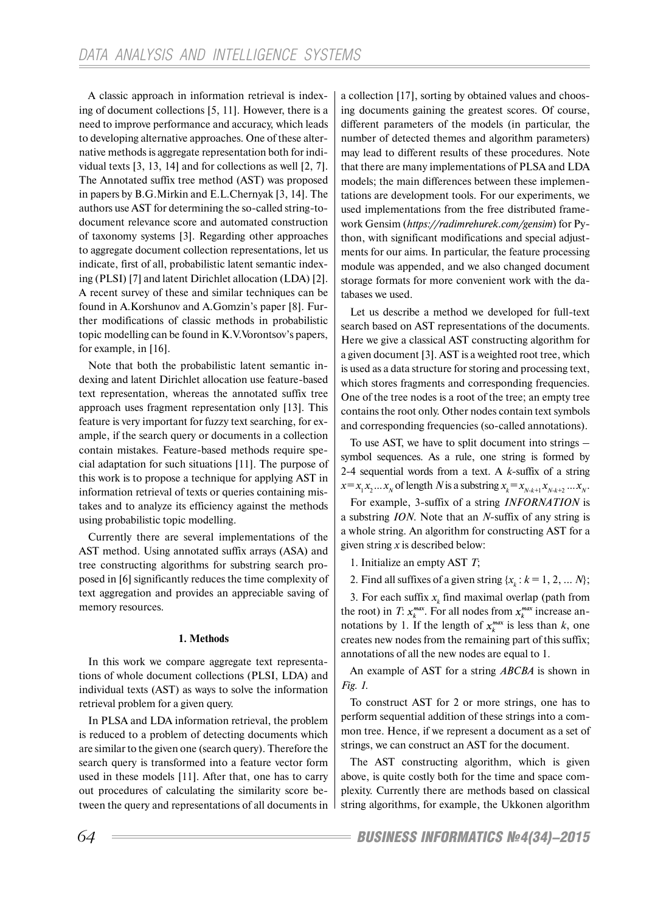A classic approach in information retrieval is indexing of document collections [5, 11]. However, there is a need to improve performance and accuracy, which leads to developing alternative approaches. One of these alternative methods is aggregate representation both for individual texts [3, 13, 14] and for collections as well [2, 7]. The Annotated suffix tree method (AST) was proposed in papers by B.G.Mirkin and E.L.Chernyak [3, 14]. The authors use AST for determining the so-called string-to-document relevance score and automated construction of taxonomy systems [3]. Regarding other approaches to aggregate document collection representations, let us indicate, first of all, probabilistic latent semantic indexing (PLSI) [7] and latent Dirichlet allocation (LDA) [2]. A recent survey of these and similar techniques can be found in A.Korshunov and A.Gomzin's paper [8]. Further modifications of classic methods in probabilistic topic modelling can be found in K.V.Vorontsov's papers, for example, in [16].

Note that both the probabilistic latent semantic indexing and latent Dirichlet allocation use feature-based text representation, whereas the annotated suffix tree approach uses fragment representation only [13]. This feature is very important for fuzzy text searching, for example, if the search query or documents in a collection contain mistakes. Feature-based methods require special adaptation for such situations [11]. The purpose of this work is to propose a technique for applying AST in information retrieval of texts or queries containing mistakes and to analyze its efficiency against the methods using probabilistic topic modelling.

Currently there are several implementations of the AST method. Using annotated suffix arrays (ASA) and tree constructing algorithms for substring search proposed in [6] significantly reduces the time complexity of text aggregation and provides an appreciable saving of memory resources.

## 1. Methods

In this work we compare aggregate text representations of whole document collections (PLSI, LDA) and individual texts (AST) as ways to solve the information retrieval problem for a given query.

In PLSA and LDA information retrieval, the problem is reduced to a problem of detecting documents which are similar to the given one (search query). Therefore the search query is transformed into a feature vector form used in these models [11]. After that, one has to carry out procedures of calculating the similarity score between the query and representations of all documents in a collection [17], sorting by obtained values and choosing documents gaining the greatest scores. Of course, different parameters of the models (in particular, the number of detected themes and algorithm parameters) may lead to different results of these procedures. Note that there are many implementations of PLSA and LDA models; the main differences between these implementations are development tools. For our experiments, we used implementations from the free distributed framework Gensim (*https://radimrehurek.com/gensim*) for Python, with significant modifications and special adjustments for our aims. In particular, the feature processing module was appended, and we also changed document storage formats for more convenient work with the databases we used.

Let us describe a method we developed for full-text search based on AST representations of the documents. Here we give a classical AST constructing algorithm for a given document [3]. AST is a weighted root tree, which is used as a data structure for storing and processing text, which stores fragments and corresponding frequencies. One of the tree nodes is a root of the tree; an empty tree contains the root only. Other nodes contain text symbols and corresponding frequencies (so-called annotations).

To use AST, we have to split document into strings – symbol sequences. As a rule, one string is formed by 2-4 sequential words from a text. A $k$-suffix of a string $x = x_1 x_2 \dots x_N$ of length $N$ is a substring $x_k = x_{N-k+1} x_{N-k+2} \dots x_N$.

For example, 3-suffix of a string *INFORNATION* is a substring *ION*. Note that an $N$-suffix of any string is a whole string. An algorithm for constructing AST for a given string $x$ is described below:

1. Initialize an empty AST $T$;

2. Find all suffixes of a given string $\{x_k : k = 1, 2, \dots N\}$;

3. For each suffix $x_k$ find maximal overlap (path from the root) in $T$: $x_k^{max}$. For all nodes from $x_k^{max}$ increase annotations by 1. If the length of $x_k^{max}$ is less than $k$, one creates new nodes from the remaining part of this suffix; annotations of all the new nodes are equal to 1.

An example of AST for a string *ABCBA* is shown in *Fig. 1.*

To construct AST for 2 or more strings, one has to perform sequential addition of these strings into a common tree. Hence, if we represent a document as a set of strings, we can construct an AST for the document.

The AST constructing algorithm, which is given above, is quite costly both for the time and space complexity. Currently there are methods based on classical string algorithms, for example, the Ukkonen algorithm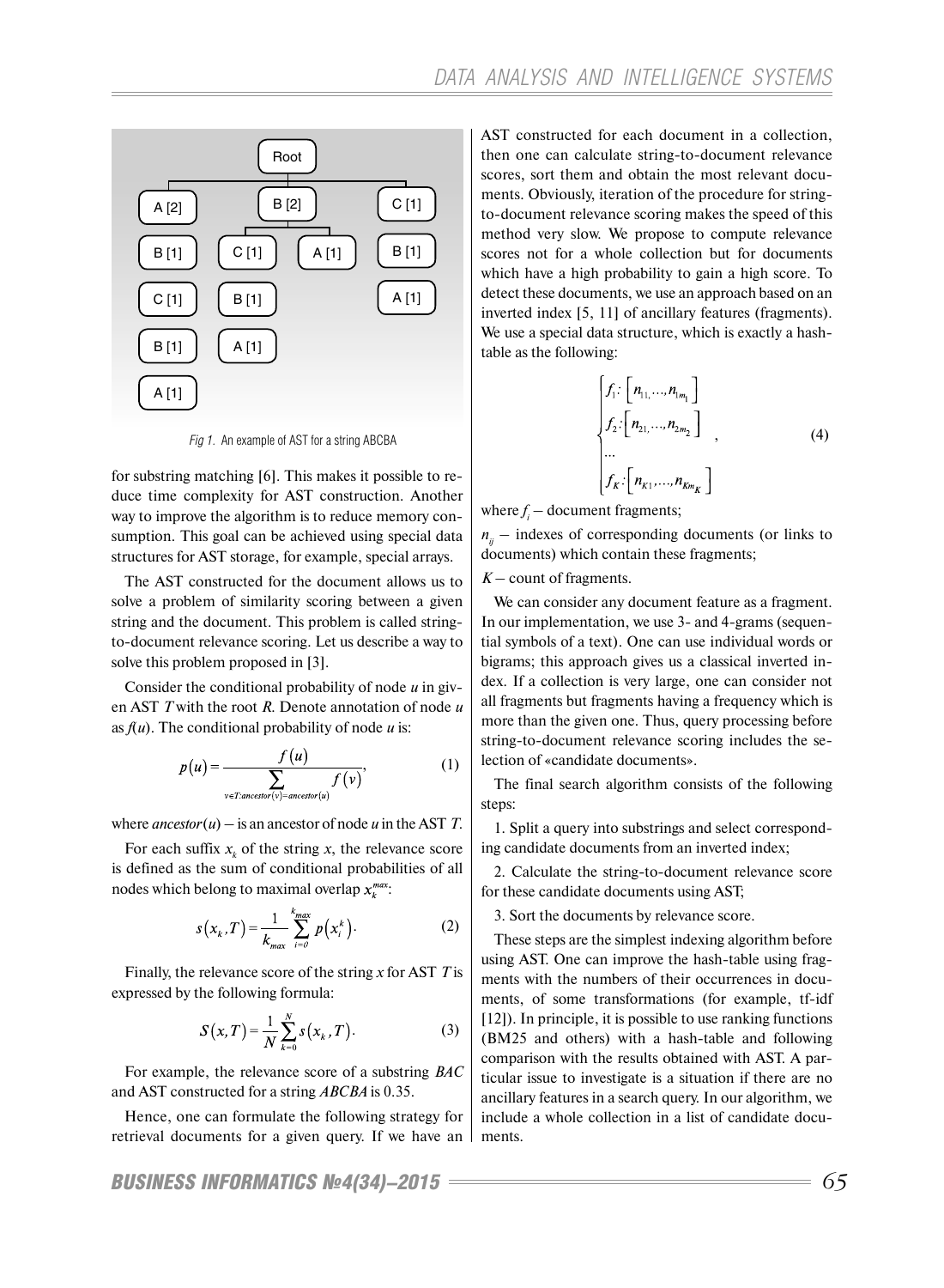Fig 1. An example of AST for a string ABCBA

for substring matching [6]. This makes it possible to reduce time complexity for AST construction. Another way to improve the algorithm is to reduce memory consumption. This goal can be achieved using special data structures for AST storage, for example, special arrays.

The AST constructed for the document allows us to solve a problem of similarity scoring between a given string and the document. This problem is called string-to-document relevance scoring. Let us describe a way to solve this problem proposed in [3].

Consider the conditional probability of node *u* in given AST *T* with the root *R*. Denote annotation of node *u* as $f(u)$. The conditional probability of node *u* is:

$$p(u) = \frac{f(u)}{\sum\limits_{v \in T: ancestor(v) = ancestor(u)} f(v)}, \tag{1}$$

where $ancestor(u)$ – is an ancestor of node *u* in the AST *T*.

For each suffix $x_k$ of the string *x*, the relevance score is defined as the sum of conditional probabilities of all nodes which belong to maximal overlap $x_k^{max}$:

$$s(x_k, T) = \frac{1}{k_{max}} \sum_{i=0}^{k_{max}} p(x_i^k). \tag{2}$$

Finally, the relevance score of the string *x* for AST *T* is expressed by the following formula:

$$S(x, T) = \frac{1}{N} \sum_{k=0}^{N} s(x_k, T). \tag{3}$$

For example, the relevance score of a substring *BAC* and AST constructed for a string *ABCBA* is 0.35.

Hence, one can formulate the following strategy for retrieval documents for a given query. If we have an AST constructed for each document in a collection, then one can calculate string-to-document relevance scores, sort them and obtain the most relevant documents. Obviously, iteration of the procedure for string-to-document relevance scoring makes the speed of this method very slow. We propose to compute relevance scores not for a whole collection but for documents which have a high probability to gain a high score. To detect these documents, we use an approach based on an inverted index [5, 11] of ancillary features (fragments). We use a special data structure, which is exactly a hash-table as the following:

$$\begin{cases} f_1: \left[ n_{11}, \ldots, n_{1m_1} \right] \\ f_2: \left[ n_{21}, \ldots, n_{2m_2} \right] \\ \ldots \\ f_K: \left[ n_{K1}, \ldots, n_{Km_K} \right] \end{cases}, \tag{4}$$

where $f_i$ – document fragments;

$n_{ij}$ – indexes of corresponding documents (or links to documents) which contain these fragments;

$K$ – count of fragments.

We can consider any document feature as a fragment. In our implementation, we use 3- and 4-grams (sequential symbols of a text). One can use individual words or bigrams; this approach gives us a classical inverted index. If a collection is very large, one can consider not all fragments but fragments having a frequency which is more than the given one. Thus, query processing before string-to-document relevance scoring includes the selection of «candidate documents».

The final search algorithm consists of the following steps:

1. Split a query into substrings and select corresponding candidate documents from an inverted index;

2. Calculate the string-to-document relevance score for these candidate documents using AST;

3. Sort the documents by relevance score.

These steps are the simplest indexing algorithm before using AST. One can improve the hash-table using fragments with the numbers of their occurrences in documents, of some transformations (for example, tf-idf [12]). In principle, it is possible to use ranking functions (BM25 and others) with a hash-table and following comparison with the results obtained with AST. A particular issue to investigate is a situation if there are no ancillary features in a search query. In our algorithm, we include a whole collection in a list of candidate documents.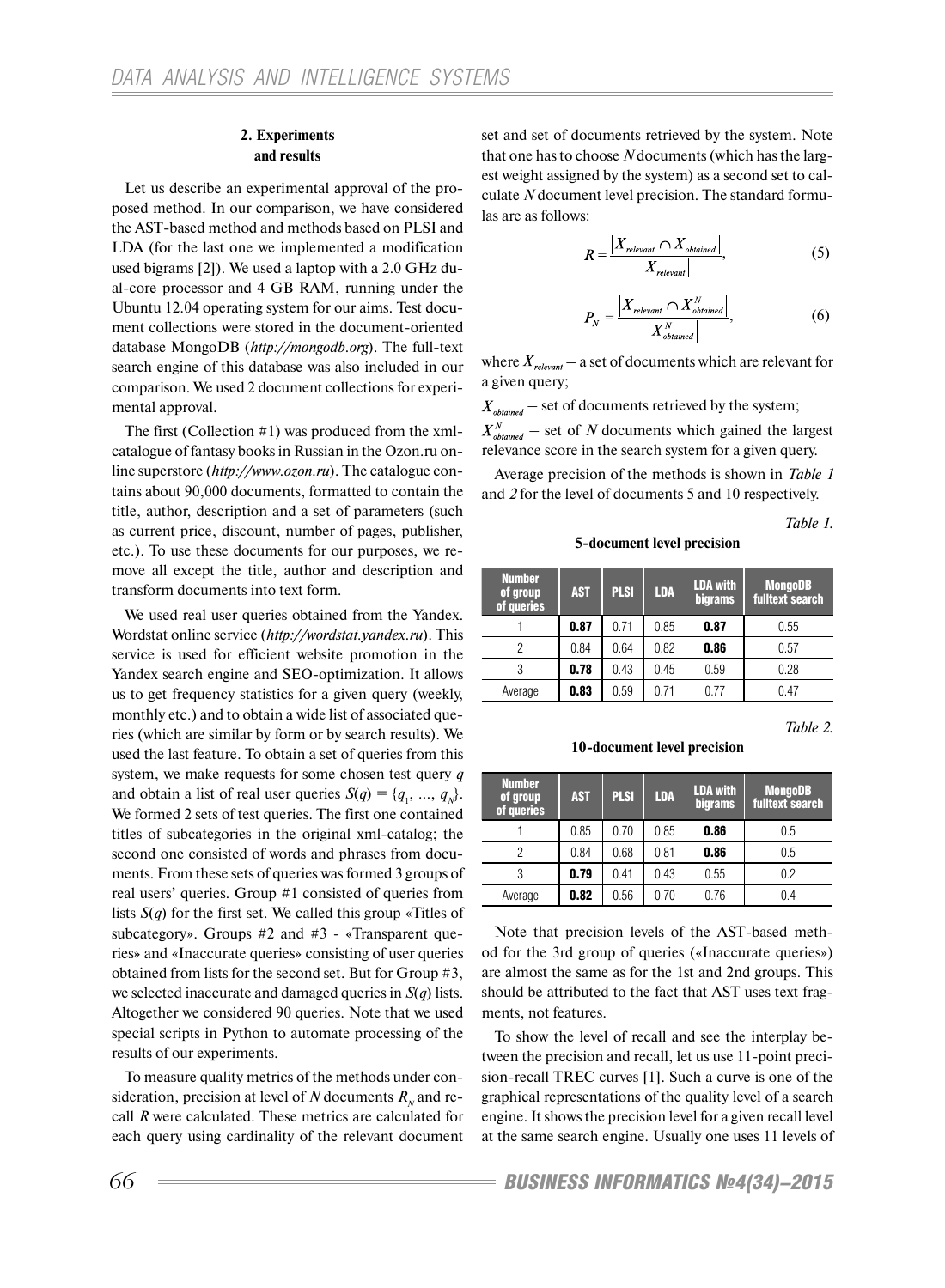## 2. Experiments and results

Let us describe an experimental approval of the proposed method. In our comparison, we have considered the AST-based method and methods based on PLSI and LDA (for the last one we implemented a modification used bigrams [2]). We used a laptop with a 2.0 GHz dual-core processor and 4 GB RAM, running under the Ubuntu 12.04 operating system for our aims. Test document collections were stored in the document-oriented database MongoDB (*http://mongodb.org*). The full-text search engine of this database was also included in our comparison. We used 2 document collections for experimental approval.

The first (Collection #1) was produced from the xml-catalogue of fantasy books in Russian in the Ozon.ru online superstore (*http://www.ozon.ru*). The catalogue contains about 90,000 documents, formatted to contain the title, author, description and a set of parameters (such as current price, discount, number of pages, publisher, etc.). To use these documents for our purposes, we remove all except the title, author and description and transform documents into text form.

We used real user queries obtained from the Yandex. Wordstat online service (*http://wordstat.yandex.ru*). This service is used for efficient website promotion in the Yandex search engine and SEO-optimization. It allows us to get frequency statistics for a given query (weekly, monthly etc.) and to obtain a wide list of associated queries (which are similar by form or by search results). We used the last feature. To obtain a set of queries from this system, we make requests for some chosen test query $q$ and obtain a list of real user queries $S(q) = \{q_1, \ldots, q_N\}$. We formed 2 sets of test queries. The first one contained titles of subcategories in the original xml-catalog; the second one consisted of words and phrases from documents. From these sets of queries was formed 3 groups of real users' queries. Group #1 consisted of queries from lists $S(q)$ for the first set. We called this group «Titles of subcategory». Groups #2 and #3 - «Transparent queries» and «Inaccurate queries» consisting of user queries obtained from lists for the second set. But for Group #3, we selected inaccurate and damaged queries in $S(q)$ lists. Altogether we considered 90 queries. Note that we used special scripts in Python to automate processing of the results of our experiments.

To measure quality metrics of the methods under consideration, precision at level of $N$ documents $R_N$ and recall $R$ were calculated. These metrics are calculated for each query using cardinality of the relevant document set and set of documents retrieved by the system. Note that one has to choose $N$ documents (which has the largest weight assigned by the system) as a second set to calculate $N$ document level precision. The standard formulas are as follows:

$$R = \frac{\left|X_{relevant} \cap X_{obtained}\right|}{\left|X_{relevant}\right|}, \tag{5}$$

$$P_N = \frac{\left|X_{relevant} \cap X_{obtained}^N\right|}{\left|X_{obtained}^N\right|}, \tag{6}$$

where $X_{relevant}$ – a set of documents which are relevant for a given query;

$X_{obtained}$ – set of documents retrieved by the system;

$X_{obtained}^N$ – set of $N$ documents which gained the largest relevance score in the search system for a given query.

Average precision of the methods is shown in *Table 1* and *2* for the level of documents 5 and 10 respectively.

*Table 1.*

**5-document level precision**

| Number of group of queries | AST | PLSI | LDA | LDA with bigrams | MongoDB fulltext search |
|---|---|---|---|---|---|
| 1 | **0.87** | 0.71 | 0.85 | **0.87** | 0.55 |
| 2 | 0.84 | 0.64 | 0.82 | **0.86** | 0.57 |
| 3 | **0.78** | 0.43 | 0.45 | 0.59 | 0.28 |
| Average | **0.83** | 0.59 | 0.71 | 0.77 | 0.47 |

*Table 2.*

**10-document level precision**

| Number of group of queries | AST | PLSI | LDA | LDA with bigrams | MongoDB fulltext search |
|---|---|---|---|---|---|
| 1 | 0.85 | 0.70 | 0.85 | **0.86** | 0.5 |
| 2 | 0.84 | 0.68 | 0.81 | **0.86** | 0.5 |
| 3 | **0.79** | 0.41 | 0.43 | 0.55 | 0.2 |
| Average | **0.82** | 0.56 | 0.70 | 0.76 | 0.4 |

Note that precision levels of the AST-based method for the 3rd group of queries («Inaccurate queries») are almost the same as for the 1st and 2nd groups. This should be attributed to the fact that AST uses text fragments, not features.

To show the level of recall and see the interplay between the precision and recall, let us use 11-point precision-recall TREC curves [1]. Such a curve is one of the graphical representations of the quality level of a search engine. It shows the precision level for a given recall level at the same search engine. Usually one uses 11 levels of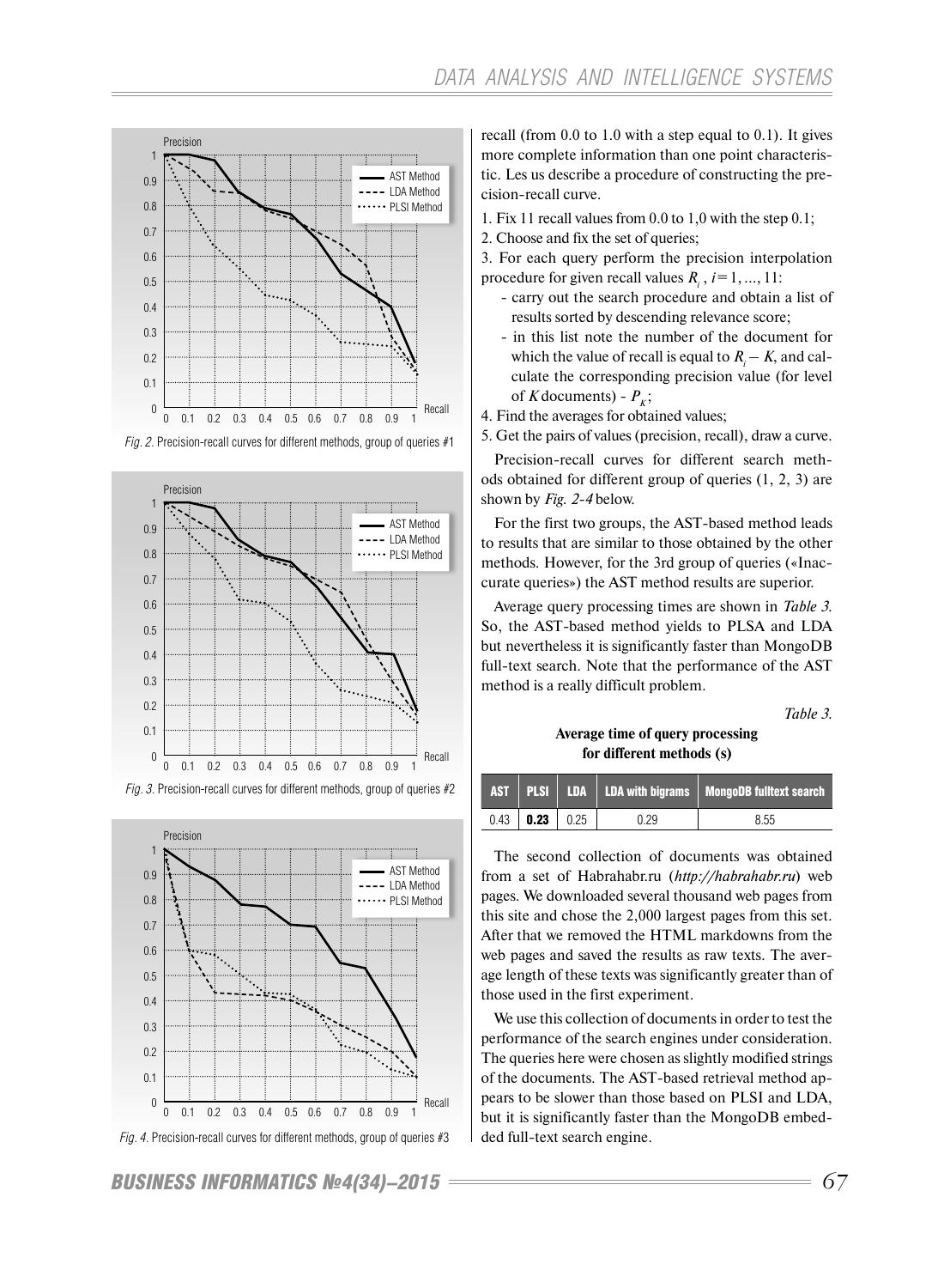Fig. 2. Precision-recall curves for different methods, group of queries #1

Fig. 3. Precision-recall curves for different methods, group of queries #2

Fig. 4. Precision-recall curves for different methods, group of queries #3

recall (from 0.0 to 1.0 with a step equal to 0.1). It gives more complete information than one point characteristic. Les us describe a procedure of constructing the precision-recall curve.

1. Fix 11 recall values from 0.0 to 1,0 with the step 0.1;
2. Choose and fix the set of queries;
3. For each query perform the precision interpolation procedure for given recall values $R_i$, $i = 1, ..., 11$:
   - carry out the search procedure and obtain a list of results sorted by descending relevance score;
   - in this list note the number of the document for which the value of recall is equal to $R_i - K$, and calculate the corresponding precision value (for level of $K$ documents) - $P_K$;
4. Find the averages for obtained values;
5. Get the pairs of values (precision, recall), draw a curve.

Precision-recall curves for different search methods obtained for different group of queries (1, 2, 3) are shown by *Fig. 2-4* below.

For the first two groups, the AST-based method leads to results that are similar to those obtained by the other methods. However, for the 3rd group of queries («Inaccurate queries») the AST method results are superior.

Average query processing times are shown in *Table 3.* So, the AST-based method yields to PLSA and LDA but nevertheless it is significantly faster than MongoDB full-text search. Note that the performance of the AST method is a really difficult problem.

*Table 3.*

**Average time of query processing for different methods (s)**

| AST | PLSI | LDA | LDA with bigrams | MongoDB fulltext search |
|---|---|---|---|---|
| 0.43 | **0.23** | 0.25 | 0.29 | 8.55 |

The second collection of documents was obtained from a set of Habrahabr.ru (*http://habrahabr.ru*) web pages. We downloaded several thousand web pages from this site and chose the 2,000 largest pages from this set. After that we removed the HTML markdowns from the web pages and saved the results as raw texts. The average length of these texts was significantly greater than of those used in the first experiment.

We use this collection of documents in order to test the performance of the search engines under consideration. The queries here were chosen as slightly modified strings of the documents. The AST-based retrieval method appears to be slower than those based on PLSI and LDA, but it is significantly faster than the MongoDB embedded full-text search engine.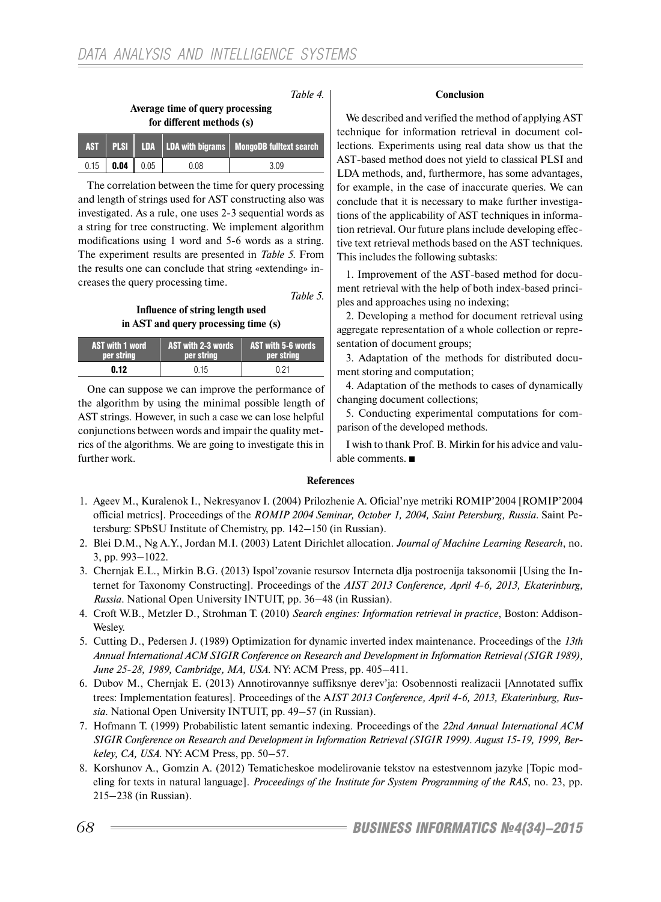*Table 4.*

**Average time of query processing for different methods (s)**

| AST | PLSI | LDA | LDA with bigrams | MongoDB fulltext search |
|---|---|---|---|---|
| 0.15 | **0.04** | 0.05 | 0.08 | 3.09 |

The correlation between the time for query processing and length of strings used for AST constructing also was investigated. As a rule, one uses 2-3 sequential words as a string for tree constructing. We implement algorithm modifications using 1 word and 5-6 words as a string. The experiment results are presented in *Table 5.* From the results one can conclude that string «extending» increases the query processing time.

*Table 5.*

**Influence of string length used in AST and query processing time (s)**

| AST with 1 word per string | AST with 2-3 words per string | AST with 5-6 words per string |
|---|---|---|
| **0.12** | 0.15 | 0.21 |

One can suppose we can improve the performance of the algorithm by using the minimal possible length of AST strings. However, in such a case we can lose helpful conjunctions between words and impair the quality metrics of the algorithms. We are going to investigate this in further work.

**Conclusion**

We described and verified the method of applying AST technique for information retrieval in document collections. Experiments using real data show us that the AST-based method does not yield to classical PLSI and LDA methods, and, furthermore, has some advantages, for example, in the case of inaccurate queries. We can conclude that it is necessary to make further investigations of the applicability of AST techniques in information retrieval. Our future plans include developing effective text retrieval methods based on the AST techniques. This includes the following subtasks:

1. Improvement of the AST-based method for document retrieval with the help of both index-based principles and approaches using no indexing;
2. Developing a method for document retrieval using aggregate representation of a whole collection or representation of document groups;
3. Adaptation of the methods for distributed document storing and computation;
4. Adaptation of the methods to cases of dynamically changing document collections;
5. Conducting experimental computations for comparison of the developed methods.

I wish to thank Prof. B. Mirkin for his advice and valuable comments. ■

**References**

1. Ageev M., Kuralenok I., Nekresyanov I. (2004) Prilozhenie A. Oficial'nye metriki ROMIP'2004 [ROMIP'2004 official metrics]. Proceedings of the *ROMIP 2004 Seminar, October 1, 2004, Saint Petersburg, Russia*. Saint Petersburg: SPbSU Institute of Chemistry, pp. 142–150 (in Russian).
2. Blei D.M., Ng A.Y., Jordan M.I. (2003) Latent Dirichlet allocation. *Journal of Machine Learning Research*, no. 3, pp. 993–1022.
3. Chernjak E.L., Mirkin B.G. (2013) Ispol'zovanie resursov Interneta dlja postroenija taksonomii [Using the Internet for Taxonomy Constructing]. Proceedings of the *AIST 2013 Conference, April 4-6, 2013, Ekaterinburg, Russia*. National Open University INTUIT, pp. 36–48 (in Russian).
4. Croft W.B., Metzler D., Strohman T. (2010) *Search engines: Information retrieval in practice*, Boston: Addison-Wesley.
5. Cutting D., Pedersen J. (1989) Optimization for dynamic inverted index maintenance. Proceedings of the *13th Annual International ACM SIGIR Conference on Research and Development in Information Retrieval (SIGR 1989), June 25-28, 1989, Cambridge, MA, USA*. NY: ACM Press, pp. 405–411.
6. Dubov M., Chernjak E. (2013) Annotirovannye suffiksnye derev'ja: Osobennosti realizacii [Annotated suffix trees: Implementation features]. Proceedings of the A*IST 2013 Conference, April 4-6, 2013, Ekaterinburg, Russia*. National Open University INTUIT, pp. 49–57 (in Russian).
7. Hofmann T. (1999) Probabilistic latent semantic indexing. Proceedings of the *22nd Annual International ACM SIGIR Conference on Research and Development in Information Retrieval (SIGIR 1999). August 15-19, 1999, Berkeley, CA, USA*. NY: ACM Press, pp. 50–57.
8. Korshunov A., Gomzin A. (2012) Tematicheskoe modelirovanie tekstov na estestvennom jazyke [Topic modeling for texts in natural language]. *Proceedings of the Institute for System Programming of the RAS*, no. 23, pp. 215–238 (in Russian).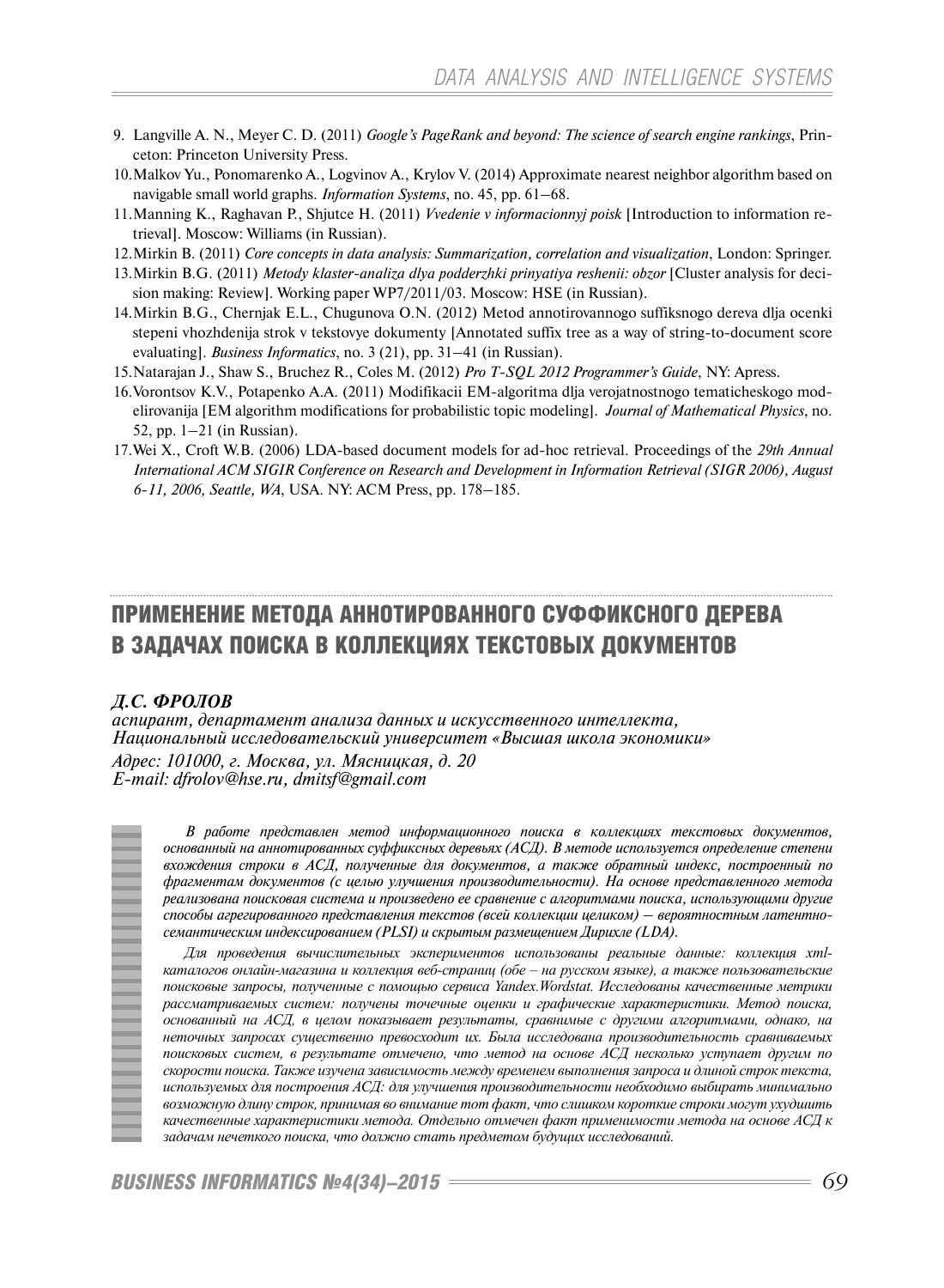9. Langville A. N., Meyer C. D. (2011) *Google's PageRank and beyond: The science of search engine rankings*, Princeton: Princeton University Press.
10. Malkov Yu., Ponomarenko A., Logvinov A., Krylov V. (2014) Approximate nearest neighbor algorithm based on navigable small world graphs. *Information Systems*, no. 45, pp. 61–68.
11. Manning K., Raghavan P., Shjutce H. (2011) *Vvedenie v informacionnyj poisk* [Introduction to information retrieval]. Moscow: Williams (in Russian).
12. Mirkin B. (2011) *Core concepts in data analysis: Summarization, correlation and visualization*, London: Springer.
13. Mirkin B.G. (2011) *Metody klaster-analiza dlya podderzhki prinyatiya reshenii: obzor* [Cluster analysis for decision making: Review]. Working paper WP7/2011/03. Moscow: HSE (in Russian).
14. Mirkin B.G., Chernjak E.L., Chugunova O.N. (2012) Metod annotirovannogo suffiksnogo dereva dlja ocenki stepeni vhozhdenija strok v tekstovye dokumenty [Annotated suffix tree as a way of string-to-document score evaluating]. *Business Informatics*, no. 3 (21), pp. 31–41 (in Russian).
15. Natarajan J., Shaw S., Bruchez R., Coles M. (2012) *Pro T-SQL 2012 Programmer's Guide*, NY: Apress.
16. Vorontsov K.V., Potapenko A.A. (2011) Modifikacii EM-algoritma dlja verojatnostnogo tematicheskogo modelirovanija [EM algorithm modifications for probabilistic topic modeling]. *Journal of Mathematical Physics*, no. 52, pp. 1–21 (in Russian).
17. Wei X., Croft W.B. (2006) LDA-based document models for ad-hoc retrieval. Proceedings of the *29th Annual International ACM SIGIR Conference on Research and Development in Information Retrieval (SIGR 2006), August 6-11, 2006, Seattle, WA*, USA. NY: ACM Press, pp. 178–185.

# ПРИМЕНЕНИЕ МЕТОДА АННОТИРОВАННОГО СУФФИКСНОГО ДЕРЕВА В ЗАДАЧАХ ПОИСКА В КОЛЛЕКЦИЯХ ТЕКСТОВЫХ ДОКУМЕНТОВ

***Д.С. ФРОЛОВ***

*аспирант, департамент анализа данных и искусственного интеллекта,*
*Национальный исследовательский университет «Высшая школа экономики»*

*Адрес: 101000, г. Москва, ул. Мясницкая, д. 20*
*E-mail: dfrolov@hse.ru, dmitsf@gmail.com*

*В работе представлен метод информационного поиска в коллекциях текстовых документов, основанный на аннотированных суффиксных деревьях (АСД). В методе используется определение степени вхождения строки в АСД, полученные для документов, а также обратный индекс, построенный по фрагментам документов (с целью улучшения производительности). На основе представленного метода реализована поисковая система и произведено ее сравнение с алгоритмами поиска, использующими другие способы агрегированного представления текстов (всей коллекции целиком) — вероятностным латентно-семантическим индексированием (PLSI) и скрытым размещением Дирихле (LDA).*

*Для проведения вычислительных экспериментов использованы реальные данные: коллекция xml-каталогов онлайн-магазина и коллекция веб-страниц (обе – на русском языке), а также пользовательские поисковые запросы, полученные с помощью сервиса Yandex.Wordstat. Исследованы качественные метрики рассматриваемых систем: получены точечные оценки и графические характеристики. Метод поиска, основанный на АСД, в целом показывает результаты, сравнимые с другими алгоритмами, однако, на неточных запросах существенно превосходит их. Была исследована производительность сравниваемых поисковых систем, в результате отмечено, что метод на основе АСД несколько уступает другим по скорости поиска. Также изучена зависимость между временем выполнения запроса и длиной строк текста, используемых для построения АСД: для улучшения производительности необходимо выбирать минимально возможную длину строк, принимая во внимание тот факт, что слишком короткие строки могут ухудшить качественные характеристики метода. Отдельно отмечен факт применимости метода на основе АСД к задачам нечеткого поиска, что должно стать предметом будущих исследований.*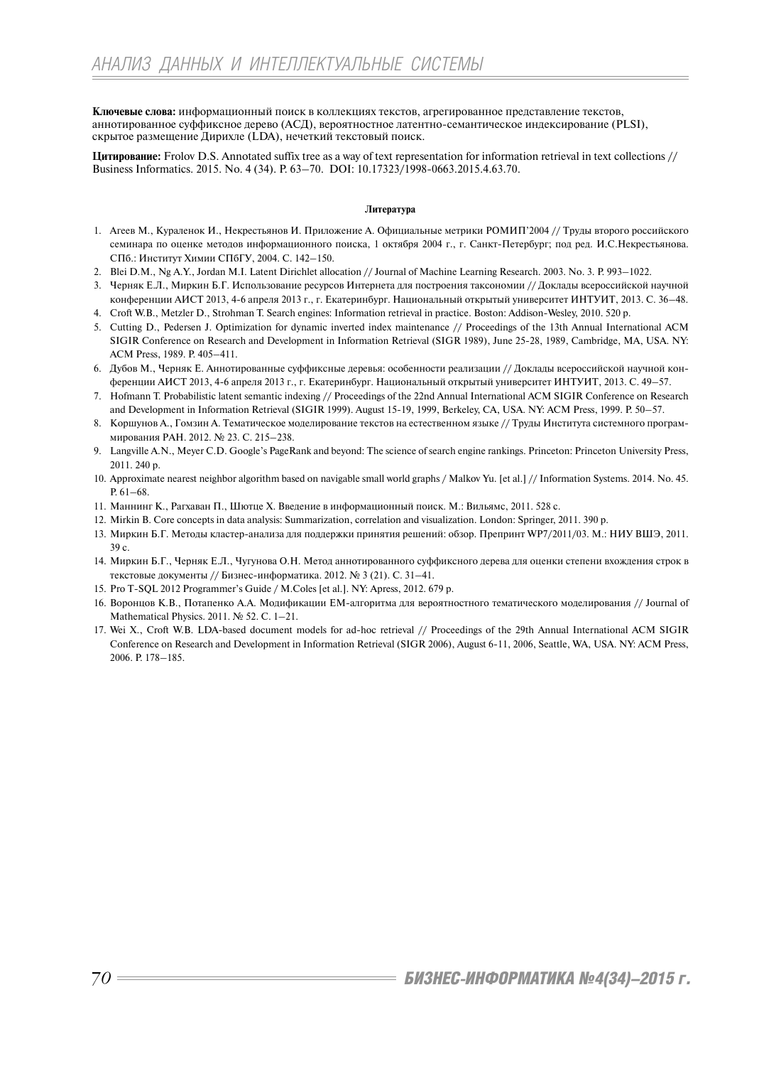**Ключевые слова:** информационный поиск в коллекциях текстов, агрегированное представление текстов, аннотированное суффиксное дерево (АСД), вероятностное латентно-семантическое индексирование (PLSI), скрытое размещение Дирихле (LDA), нечеткий текстовый поиск.

**Цитирование:** Frolov D.S. Annotated suffix tree as a way of text representation for information retrieval in text collections // Business Informatics. 2015. No. 4 (34). P. 63–70. DOI: 10.17323/1998-0663.2015.4.63.70.

#### Литература

1. Агеев М., Кураленок И., Некрестьянов И. Приложение А. Официальные метрики РОМИП'2004 // Труды второго российского семинара по оценке методов информационного поиска, 1 октября 2004 г., г. Санкт-Петербург; под ред. И.С.Некрестьянова. СПб.: Институт Химии СПбГУ, 2004. С. 142–150.
2. Blei D.M., Ng A.Y., Jordan M.I. Latent Dirichlet allocation // Journal of Machine Learning Research. 2003. No. 3. P. 993–1022.
3. Черняк Е.Л., Миркин Б.Г. Использование ресурсов Интернета для построения таксономии // Доклады всероссийской научной конференции АИСТ 2013, 4-6 апреля 2013 г., г. Екатеринбург. Национальный открытый университет ИНТУИТ, 2013. С. 36–48.
4. Croft W.B., Metzler D., Strohman T. Search engines: Information retrieval in practice. Boston: Addison-Wesley, 2010. 520 p.
5. Cutting D., Pedersen J. Optimization for dynamic inverted index maintenance // Proceedings of the 13th Annual International ACM SIGIR Conference on Research and Development in Information Retrieval (SIGR 1989), June 25-28, 1989, Cambridge, MA, USA. NY: ACM Press, 1989. P. 405–411.
6. Дубов М., Черняк Е. Аннотированные суффиксные деревья: особенности реализации // Доклады всероссийской научной конференции АИСТ 2013, 4-6 апреля 2013 г., г. Екатеринбург. Национальный открытый университет ИНТУИТ, 2013. С. 49–57.
7. Hofmann T. Probabilistic latent semantic indexing // Proceedings of the 22nd Annual International ACM SIGIR Conference on Research and Development in Information Retrieval (SIGIR 1999). August 15-19, 1999, Berkeley, CA, USA. NY: ACM Press, 1999. P. 50–57.
8. Коршунов А., Гомзин А. Тематическое моделирование текстов на естественном языке // Труды Института системного программирования РАН. 2012. № 23. С. 215–238.
9. Langville A.N., Meyer C.D. Google's PageRank and beyond: The science of search engine rankings. Princeton: Princeton University Press, 2011. 240 p.
10. Approximate nearest neighbor algorithm based on navigable small world graphs / Malkov Yu. [et al.] // Information Systems. 2014. No. 45. P. 61–68.
11. Маннинг К., Рагхаван П., Шютце Х. Введение в информационный поиск. М.: Вильямс, 2011. 528 с.
12. Mirkin B. Core concepts in data analysis: Summarization, correlation and visualization. London: Springer, 2011. 390 p.
13. Миркин Б.Г. Методы кластер-анализа для поддержки принятия решений: обзор. Препринт WP7/2011/03. М.: НИУ ВШЭ, 2011. 39 с.
14. Миркин Б.Г., Черняк Е.Л., Чугунова О.Н. Метод аннотированного суффиксного дерева для оценки степени вхождения строк в текстовые документы // Бизнес-информатика. 2012. № 3 (21). С. 31–41.
15. Pro T-SQL 2012 Programmer's Guide / M.Coles [et al.]. NY: Apress, 2012. 679 p.
16. Воронцов К.В., Потапенко А.А. Модификации EM-алгоритма для вероятностного тематического моделирования // Journal of Mathematical Physics. 2011. № 52. С. 1–21.
17. Wei X., Croft W.B. LDA-based document models for ad-hoc retrieval // Proceedings of the 29th Annual International ACM SIGIR Conference on Research and Development in Information Retrieval (SIGR 2006), August 6-11, 2006, Seattle, WA, USA. NY: ACM Press, 2006. P. 178–185.